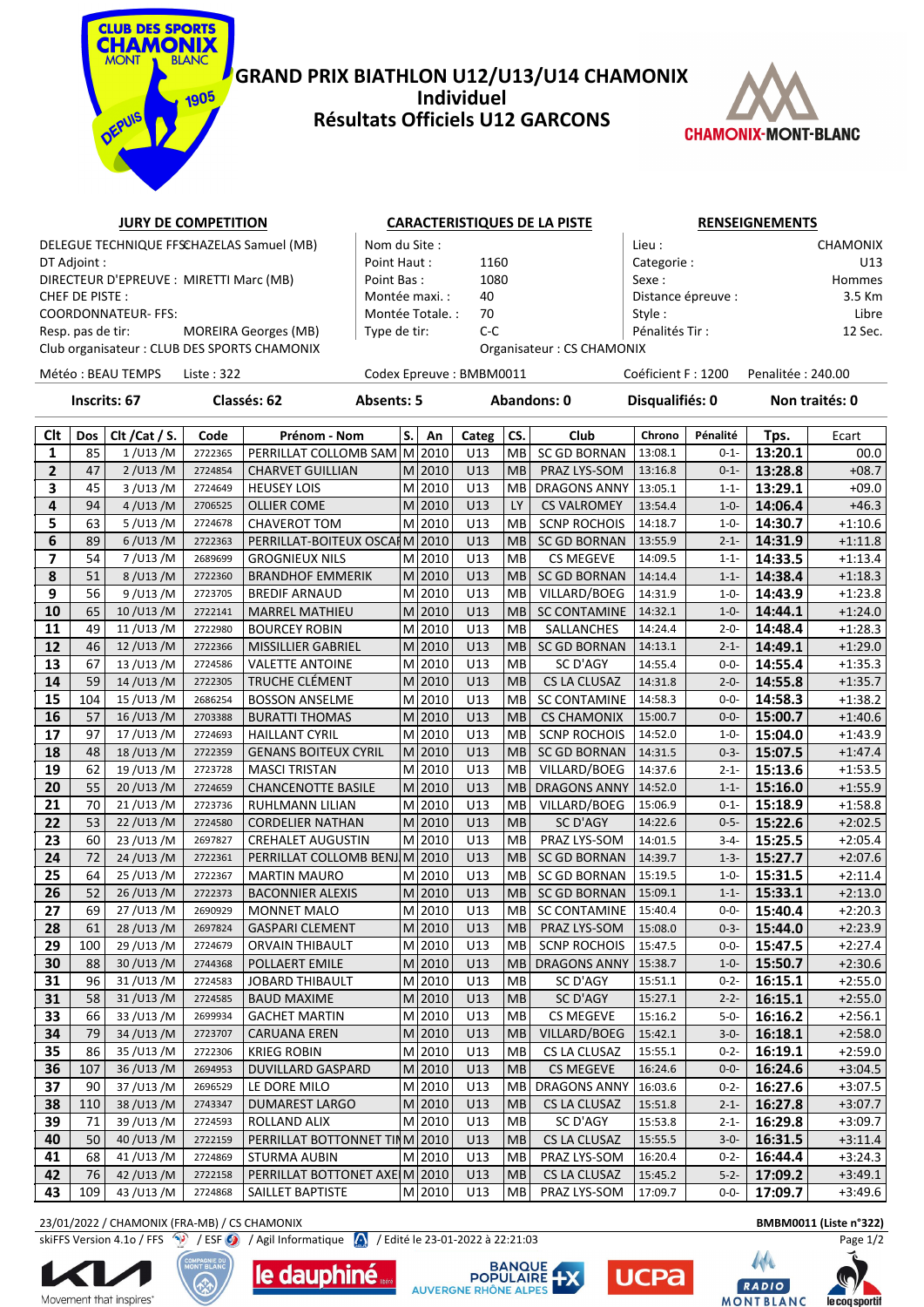# GRAND PRIX BIATHLON U12/U13/U14 CHAMONIX
## Individuel
## Résultats Officiels U12 GARCONS

**JURY DE COMPETITION**

DELEGUE TECHNIQUE FFS: CHAZELAS Samuel (MB)
DT Adjoint :
DIRECTEUR D'EPREUVE : MIRETTI Marc (MB)
CHEF DE PISTE :
COORDONNATEUR- FFS:
Resp. pas de tir: MOREIRA Georges (MB)
Club organisateur : CLUB DES SPORTS CHAMONIX

**CARACTERISTIQUES DE LA PISTE**

Nom du Site :
Point Haut : 1160
Point Bas : 1080
Montée maxi. : 40
Montée Totale. : 70
Type de tir: C-C
Organisateur : CS CHAMONIX

**RENSEIGNEMENTS**

Lieu : CHAMONIX
Categorie : U13
Sexe : Hommes
Distance épreuve : 3.5 Km
Style : Libre
Pénalités Tir : 12 Sec.

Météo : BEAU TEMPS   Liste : 322   Codex Epreuve : BMBM0011   Coéficient F : 1200   Penalitée : 240.00

Inscrits: 67   Classés: 62   Absents: 5   Abandons: 0   Disqualifiés: 0   Non traités: 0

| Clt | Dos | Clt /Cat / S. | Code | Prénom - Nom | S. | An | Categ | CS. | Club | Chrono | Pénalité | Tps. | Ecart |
|---|---|---|---|---|---|---|---|---|---|---|---|---|---|
| 1 | 85 | 1 /U13 /M | 2722365 | PERRILLAT COLLOMB SAM | M | 2010 | U13 | MB | SC GD BORNAN | 13:08.1 | 0-1- | 13:20.1 | 00.0 |
| 2 | 47 | 2 /U13 /M | 2724854 | CHARVET GUILLIAN | M | 2010 | U13 | MB | PRAZ LYS-SOM | 13:16.8 | 0-1- | 13:28.8 | +08.7 |
| 3 | 45 | 3 /U13 /M | 2724649 | HEUSEY LOIS | M | 2010 | U13 | MB | DRAGONS ANNY | 13:05.1 | 1-1- | 13:29.1 | +09.0 |
| 4 | 94 | 4 /U13 /M | 2706525 | OLLIER COME | M | 2010 | U13 | LY | CS VALROMEY | 13:54.4 | 1-0- | 14:06.4 | +46.3 |
| 5 | 63 | 5 /U13 /M | 2724678 | CHAVEROT TOM | M | 2010 | U13 | MB | SCNP ROCHOIS | 14:18.7 | 1-0- | 14:30.7 | +1:10.6 |
| 6 | 89 | 6 /U13 /M | 2722363 | PERRILLAT-BOITEUX OSCAR | M | 2010 | U13 | MB | SC GD BORNAN | 13:55.9 | 2-1- | 14:31.9 | +1:11.8 |
| 7 | 54 | 7 /U13 /M | 2689699 | GROGNIEUX NILS | M | 2010 | U13 | MB | CS MEGEVE | 14:09.5 | 1-1- | 14:33.5 | +1:13.4 |
| 8 | 51 | 8 /U13 /M | 2722360 | BRANDHOF EMMERIK | M | 2010 | U13 | MB | SC GD BORNAN | 14:14.4 | 1-1- | 14:38.4 | +1:18.3 |
| 9 | 56 | 9 /U13 /M | 2723705 | BREDIF ARNAUD | M | 2010 | U13 | MB | VILLARD/BOEG | 14:31.9 | 1-0- | 14:43.9 | +1:23.8 |
| 10 | 65 | 10 /U13 /M | 2722141 | MARREL MATHIEU | M | 2010 | U13 | MB | SC CONTAMINE | 14:32.1 | 1-0- | 14:44.1 | +1:24.0 |
| 11 | 49 | 11 /U13 /M | 2722980 | BOURCEY ROBIN | M | 2010 | U13 | MB | SALLANCHES | 14:24.4 | 2-0- | 14:48.4 | +1:28.3 |
| 12 | 46 | 12 /U13 /M | 2722366 | MISSILLIER GABRIEL | M | 2010 | U13 | MB | SC GD BORNAN | 14:13.1 | 2-1- | 14:49.1 | +1:29.0 |
| 13 | 67 | 13 /U13 /M | 2724586 | VALETTE ANTOINE | M | 2010 | U13 | MB | SC D'AGY | 14:55.4 | 0-0- | 14:55.4 | +1:35.3 |
| 14 | 59 | 14 /U13 /M | 2722305 | TRUCHE CLÉMENT | M | 2010 | U13 | MB | CS LA CLUSAZ | 14:31.8 | 2-0- | 14:55.8 | +1:35.7 |
| 15 | 104 | 15 /U13 /M | 2686254 | BOSSON ANSELME | M | 2010 | U13 | MB | SC CONTAMINE | 14:58.3 | 0-0- | 14:58.3 | +1:38.2 |
| 16 | 57 | 16 /U13 /M | 2703388 | BURATTI THOMAS | M | 2010 | U13 | MB | CS CHAMONIX | 15:00.7 | 0-0- | 15:00.7 | +1:40.6 |
| 17 | 97 | 17 /U13 /M | 2724693 | HAILLANT CYRIL | M | 2010 | U13 | MB | SCNP ROCHOIS | 14:52.0 | 1-0- | 15:04.0 | +1:43.9 |
| 18 | 48 | 18 /U13 /M | 2722359 | GENANS BOITEUX CYRIL | M | 2010 | U13 | MB | SC GD BORNAN | 14:31.5 | 0-3- | 15:07.5 | +1:47.4 |
| 19 | 62 | 19 /U13 /M | 2723728 | MASCI TRISTAN | M | 2010 | U13 | MB | VILLARD/BOEG | 14:37.6 | 2-1- | 15:13.6 | +1:53.5 |
| 20 | 55 | 20 /U13 /M | 2724659 | CHANCENOTTE BASILE | M | 2010 | U13 | MB | DRAGONS ANNY | 14:52.0 | 1-1- | 15:16.0 | +1:55.9 |
| 21 | 70 | 21 /U13 /M | 2723736 | RUHLMANN LILIAN | M | 2010 | U13 | MB | VILLARD/BOEG | 15:06.9 | 0-1- | 15:18.9 | +1:58.8 |
| 22 | 53 | 22 /U13 /M | 2724580 | CORDELIER NATHAN | M | 2010 | U13 | MB | SC D'AGY | 14:22.6 | 0-5- | 15:22.6 | +2:02.5 |
| 23 | 60 | 23 /U13 /M | 2697827 | CREHALET AUGUSTIN | M | 2010 | U13 | MB | PRAZ LYS-SOM | 14:01.5 | 3-4- | 15:25.5 | +2:05.4 |
| 24 | 72 | 24 /U13 /M | 2722361 | PERRILLAT COLLOMB BENJ | M | 2010 | U13 | MB | SC GD BORNAN | 14:39.7 | 1-3- | 15:27.7 | +2:07.6 |
| 25 | 64 | 25 /U13 /M | 2722367 | MARTIN MAURO | M | 2010 | U13 | MB | SC GD BORNAN | 15:19.5 | 1-0- | 15:31.5 | +2:11.4 |
| 26 | 52 | 26 /U13 /M | 2722373 | BACONNIER ALEXIS | M | 2010 | U13 | MB | SC GD BORNAN | 15:09.1 | 1-1- | 15:33.1 | +2:13.0 |
| 27 | 69 | 27 /U13 /M | 2690929 | MONNET MALO | M | 2010 | U13 | MB | SC CONTAMINE | 15:40.4 | 0-0- | 15:40.4 | +2:20.3 |
| 28 | 61 | 28 /U13 /M | 2697824 | GASPARI CLEMENT | M | 2010 | U13 | MB | PRAZ LYS-SOM | 15:08.0 | 0-3- | 15:44.0 | +2:23.9 |
| 29 | 100 | 29 /U13 /M | 2724679 | ORVAIN THIBAULT | M | 2010 | U13 | MB | SCNP ROCHOIS | 15:47.5 | 0-0- | 15:47.5 | +2:27.4 |
| 30 | 88 | 30 /U13 /M | 2744368 | POLLAERT EMILE | M | 2010 | U13 | MB | DRAGONS ANNY | 15:38.7 | 1-0- | 15:50.7 | +2:30.6 |
| 31 | 96 | 31 /U13 /M | 2724583 | JOBARD THIBAULT | M | 2010 | U13 | MB | SC D'AGY | 15:51.1 | 0-2- | 16:15.1 | +2:55.0 |
| 31 | 58 | 31 /U13 /M | 2724585 | BAUD MAXIME | M | 2010 | U13 | MB | SC D'AGY | 15:27.1 | 2-2- | 16:15.1 | +2:55.0 |
| 33 | 66 | 33 /U13 /M | 2699934 | GACHET MARTIN | M | 2010 | U13 | MB | CS MEGEVE | 15:16.2 | 5-0- | 16:16.2 | +2:56.1 |
| 34 | 79 | 34 /U13 /M | 2723707 | CARUANA EREN | M | 2010 | U13 | MB | VILLARD/BOEG | 15:42.1 | 3-0- | 16:18.1 | +2:58.0 |
| 35 | 86 | 35 /U13 /M | 2722306 | KRIEG ROBIN | M | 2010 | U13 | MB | CS LA CLUSAZ | 15:55.1 | 0-2- | 16:19.1 | +2:59.0 |
| 36 | 107 | 36 /U13 /M | 2694953 | DUVILLARD GASPARD | M | 2010 | U13 | MB | CS MEGEVE | 16:24.6 | 0-0- | 16:24.6 | +3:04.5 |
| 37 | 90 | 37 /U13 /M | 2696529 | LE DORE MILO | M | 2010 | U13 | MB | DRAGONS ANNY | 16:03.6 | 0-2- | 16:27.6 | +3:07.5 |
| 38 | 110 | 38 /U13 /M | 2743347 | DUMAREST LARGO | M | 2010 | U13 | MB | CS LA CLUSAZ | 15:51.8 | 2-1- | 16:27.8 | +3:07.7 |
| 39 | 71 | 39 /U13 /M | 2724593 | ROLLAND ALIX | M | 2010 | U13 | MB | SC D'AGY | 15:53.8 | 2-1- | 16:29.8 | +3:09.7 |
| 40 | 50 | 40 /U13 /M | 2722159 | PERRILLAT BOTTONNET TIM | M | 2010 | U13 | MB | CS LA CLUSAZ | 15:55.5 | 3-0- | 16:31.5 | +3:11.4 |
| 41 | 68 | 41 /U13 /M | 2724869 | STURMA AUBIN | M | 2010 | U13 | MB | PRAZ LYS-SOM | 16:20.4 | 0-2- | 16:44.4 | +3:24.3 |
| 42 | 76 | 42 /U13 /M | 2722158 | PERRILLAT BOTTONET AXE | M | 2010 | U13 | MB | CS LA CLUSAZ | 15:45.2 | 5-2- | 17:09.2 | +3:49.1 |
| 43 | 109 | 43 /U13 /M | 2724868 | SAILLET BAPTISTE | M | 2010 | U13 | MB | PRAZ LYS-SOM | 17:09.7 | 0-0- | 17:09.7 | +3:49.6 |

23/01/2022 / CHAMONIX (FRA-MB) / CS CHAMONIX — BMBM0011 (Liste n°322)
skiFFS Version 4.1o / FFS / ESF / Agil Informatique / Edité le 23-01-2022 à 22:21:03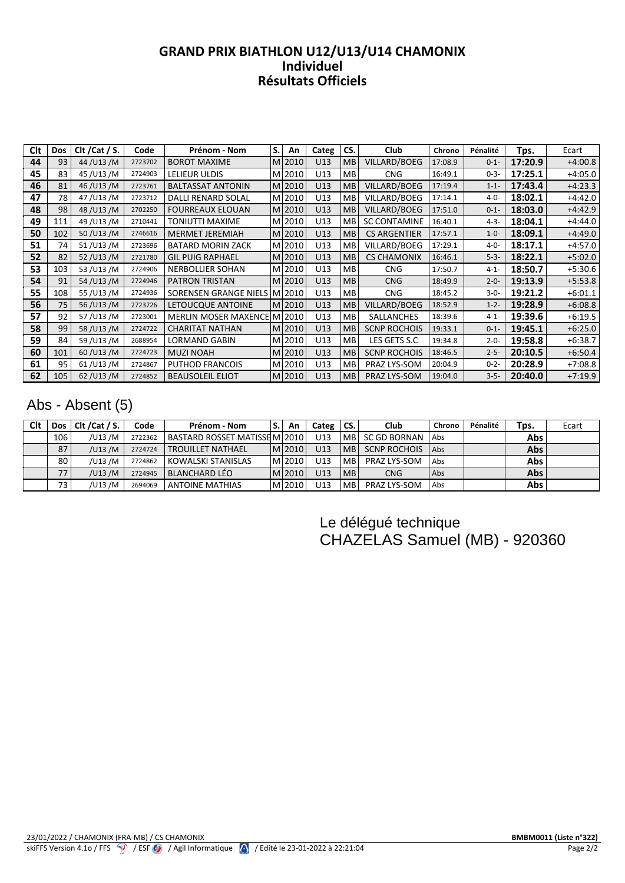**GRAND PRIX BIATHLON U12/U13/U14 CHAMONIX**
**Individuel**
**Résultats Officiels**

| Clt | Dos | Clt /Cat / S. | Code | Prénom - Nom | S. | An | Categ | CS. | Club | Chrono | Pénalité | Tps. | Ecart |
|---|---|---|---|---|---|---|---|---|---|---|---|---|---|
| **44** | 93 | 44 /U13 /M | 2723702 | BOROT MAXIME | M | 2010 | U13 | MB | VILLARD/BOEG | 17:08.9 | 0-1- | **17:20.9** | +4:00.8 |
| **45** | 83 | 45 /U13 /M | 2724903 | LELIEUR ULDIS | M | 2010 | U13 | MB | CNG | 16:49.1 | 0-3- | **17:25.1** | +4:05.0 |
| **46** | 81 | 46 /U13 /M | 2723761 | BALTASSAT ANTONIN | M | 2010 | U13 | MB | VILLARD/BOEG | 17:19.4 | 1-1- | **17:43.4** | +4:23.3 |
| **47** | 78 | 47 /U13 /M | 2723712 | DALLI RENARD SOLAL | M | 2010 | U13 | MB | VILLARD/BOEG | 17:14.1 | 4-0- | **18:02.1** | +4:42.0 |
| **48** | 98 | 48 /U13 /M | 2702250 | FOURREAUX ELOUAN | M | 2010 | U13 | MB | VILLARD/BOEG | 17:51.0 | 0-1- | **18:03.0** | +4:42.9 |
| **49** | 111 | 49 /U13 /M | 2710441 | TONIUTTI MAXIME | M | 2010 | U13 | MB | SC CONTAMINE | 16:40.1 | 4-3- | **18:04.1** | +4:44.0 |
| **50** | 102 | 50 /U13 /M | 2746616 | MERMET JEREMIAH | M | 2010 | U13 | MB | CS ARGENTIER | 17:57.1 | 1-0- | **18:09.1** | +4:49.0 |
| **51** | 74 | 51 /U13 /M | 2723696 | BATARD MORIN ZACK | M | 2010 | U13 | MB | VILLARD/BOEG | 17:29.1 | 4-0- | **18:17.1** | +4:57.0 |
| **52** | 82 | 52 /U13 /M | 2721780 | GIL PUIG RAPHAEL | M | 2010 | U13 | MB | CS CHAMONIX | 16:46.1 | 5-3- | **18:22.1** | +5:02.0 |
| **53** | 103 | 53 /U13 /M | 2724906 | NERBOLLIER SOHAN | M | 2010 | U13 | MB | CNG | 17:50.7 | 4-1- | **18:50.7** | +5:30.6 |
| **54** | 91 | 54 /U13 /M | 2724946 | PATRON TRISTAN | M | 2010 | U13 | MB | CNG | 18:49.9 | 2-0- | **19:13.9** | +5:53.8 |
| **55** | 108 | 55 /U13 /M | 2724936 | SORENSEN GRANGE NIELS | M | 2010 | U13 | MB | CNG | 18:45.2 | 3-0- | **19:21.2** | +6:01.1 |
| **56** | 75 | 56 /U13 /M | 2723726 | LETOUCQUE ANTOINE | M | 2010 | U13 | MB | VILLARD/BOEG | 18:52.9 | 1-2- | **19:28.9** | +6:08.8 |
| **57** | 92 | 57 /U13 /M | 2723001 | MERLIN MOSER MAXENCE | M | 2010 | U13 | MB | SALLANCHES | 18:39.6 | 4-1- | **19:39.6** | +6:19.5 |
| **58** | 99 | 58 /U13 /M | 2724722 | CHARITAT NATHAN | M | 2010 | U13 | MB | SCNP ROCHOIS | 19:33.1 | 0-1- | **19:45.1** | +6:25.0 |
| **59** | 84 | 59 /U13 /M | 2688954 | LORMAND GABIN | M | 2010 | U13 | MB | LES GETS S.C | 19:34.8 | 2-0- | **19:58.8** | +6:38.7 |
| **60** | 101 | 60 /U13 /M | 2724723 | MUZI NOAH | M | 2010 | U13 | MB | SCNP ROCHOIS | 18:46.5 | 2-5- | **20:10.5** | +6:50.4 |
| **61** | 95 | 61 /U13 /M | 2724867 | PUTHOD FRANCOIS | M | 2010 | U13 | MB | PRAZ LYS-SOM | 20:04.9 | 0-2- | **20:28.9** | +7:08.8 |
| **62** | 105 | 62 /U13 /M | 2724852 | BEAUSOLEIL ELIOT | M | 2010 | U13 | MB | PRAZ LYS-SOM | 19:04.0 | 3-5- | **20:40.0** | +7:19.9 |

## Abs - Absent (5)

| Clt | Dos | Clt /Cat / S. | Code | Prénom - Nom | S. | An | Categ | CS. | Club | Chrono | Pénalité | Tps. | Ecart |
|---|---|---|---|---|---|---|---|---|---|---|---|---|---|
| | 106 | /U13 /M | 2722362 | BASTARD ROSSET MATISSE | M | 2010 | U13 | MB | SC GD BORNAN | Abs | | **Abs** | |
| | 87 | /U13 /M | 2724724 | TROUILLET NATHAEL | M | 2010 | U13 | MB | SCNP ROCHOIS | Abs | | **Abs** | |
| | 80 | /U13 /M | 2724862 | KOWALSKI STANISLAS | M | 2010 | U13 | MB | PRAZ LYS-SOM | Abs | | **Abs** | |
| | 77 | /U13 /M | 2724945 | BLANCHARD LÉO | M | 2010 | U13 | MB | CNG | Abs | | **Abs** | |
| | 73 | /U13 /M | 2694069 | ANTOINE MATHIAS | M | 2010 | U13 | MB | PRAZ LYS-SOM | Abs | | **Abs** | |

Le délégué technique
CHAZELAS Samuel (MB) - 920360

23/01/2022 / CHAMONIX (FRA-MB) / CS CHAMONIX — **BMBM0011 (Liste n°322)**
skiFFS Version 4.1o / FFS / ESF / Agil Informatique / Edité le 23-01-2022 à 22:21:04